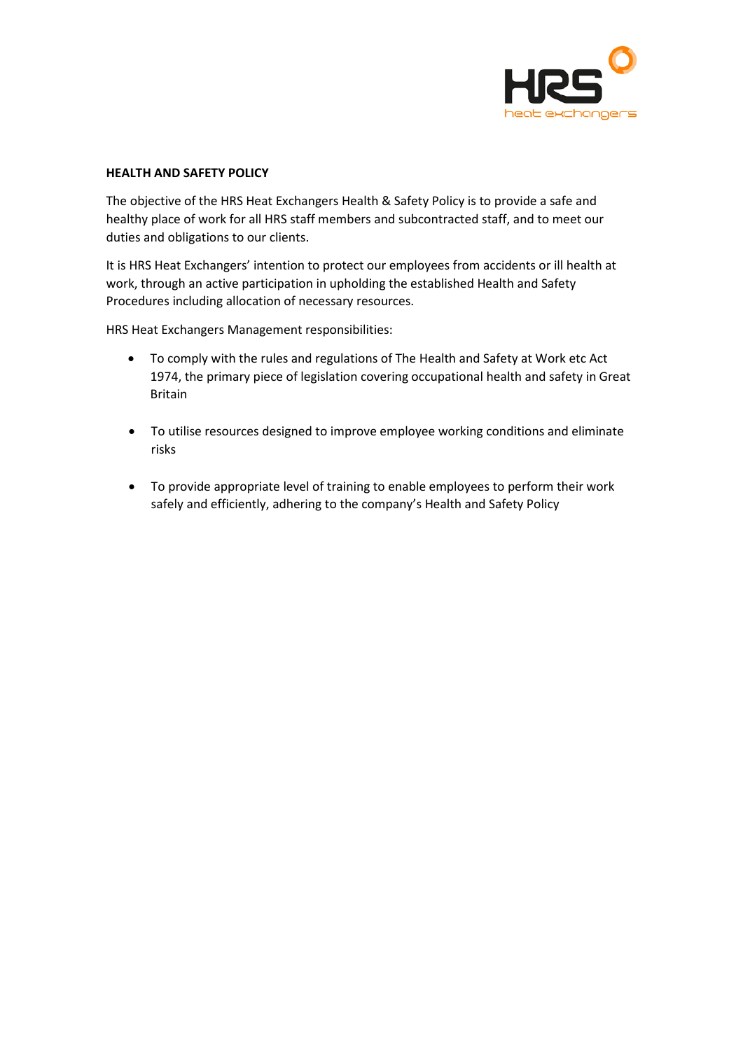# HEALTH AND SAFETY POLICY

The objective of the HRS Heat Exchangers Health & Safety Policy is to provide a safe and healthy place of work for all HRS staff members and subcontracted staff, and to meet our duties and obligations to our clients.

It is HRS Heat Exchangers' intention to protect our employees from accidents or ill health at work, through an active participation in upholding the established Health and Safety Procedures including allocation of necessary resources.

HRS Heat Exchangers Management responsibilities:

- To comply with the rules and regulations of The Health and Safety at Work etc Act 1974, the primary piece of legislation covering occupational health and safety in Great Britain

- To utilise resources designed to improve employee working conditions and eliminate risks

- To provide appropriate level of training to enable employees to perform their work safely and efficiently, adhering to the company's Health and Safety Policy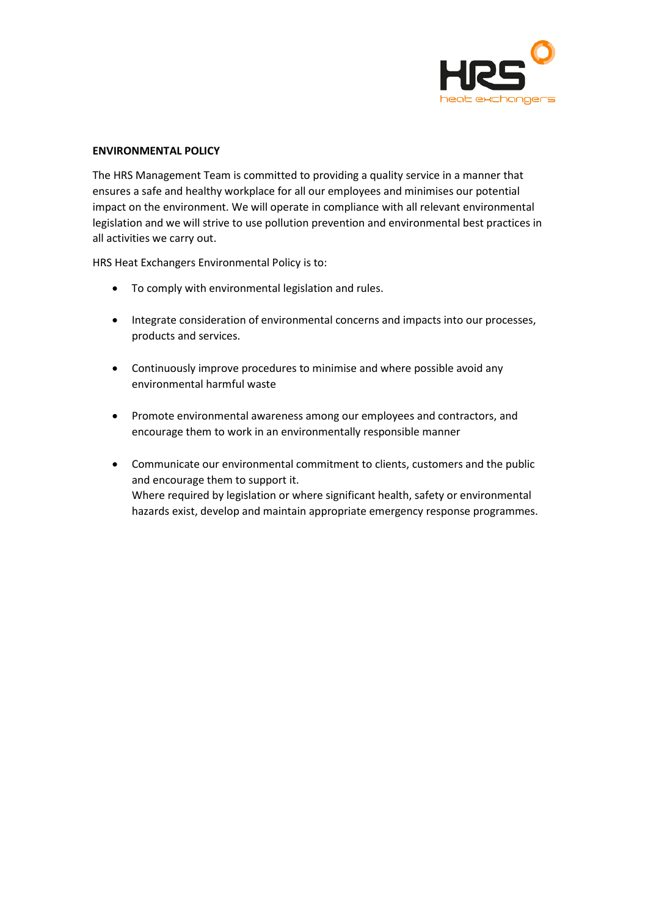**ENVIRONMENTAL POLICY**

The HRS Management Team is committed to providing a quality service in a manner that ensures a safe and healthy workplace for all our employees and minimises our potential impact on the environment. We will operate in compliance with all relevant environmental legislation and we will strive to use pollution prevention and environmental best practices in all activities we carry out.

HRS Heat Exchangers Environmental Policy is to:

- To comply with environmental legislation and rules.
- Integrate consideration of environmental concerns and impacts into our processes, products and services.
- Continuously improve procedures to minimise and where possible avoid any environmental harmful waste
- Promote environmental awareness among our employees and contractors, and encourage them to work in an environmentally responsible manner
- Communicate our environmental commitment to clients, customers and the public and encourage them to support it.
  Where required by legislation or where significant health, safety or environmental hazards exist, develop and maintain appropriate emergency response programmes.